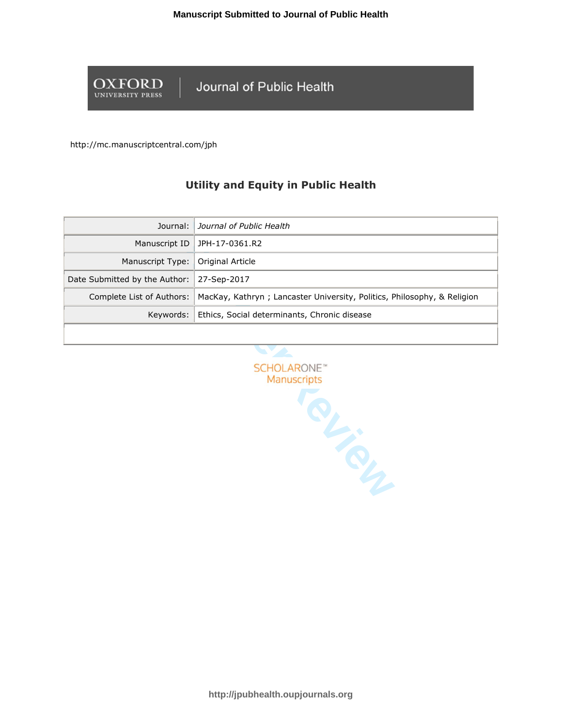**Manuscript Submitted to Journal of Public Health**

OXFORD UNIVERSITY PRESS | Journal of Public Health

http://mc.manuscriptcentral.com/jph

# Utility and Equity in Public Health

| | |
|---|---|
| Journal: | *Journal of Public Health* |
| Manuscript ID | JPH-17-0361.R2 |
| Manuscript Type: | Original Article |
| Date Submitted by the Author: | 27-Sep-2017 |
| Complete List of Authors: | MacKay, Kathryn ; Lancaster University, Politics, Philosophy, & Religion |
| Keywords: | Ethics, Social determinants, Chronic disease |

SCHOLARONE™ Manuscripts

http://jpubhealth.oupjournals.org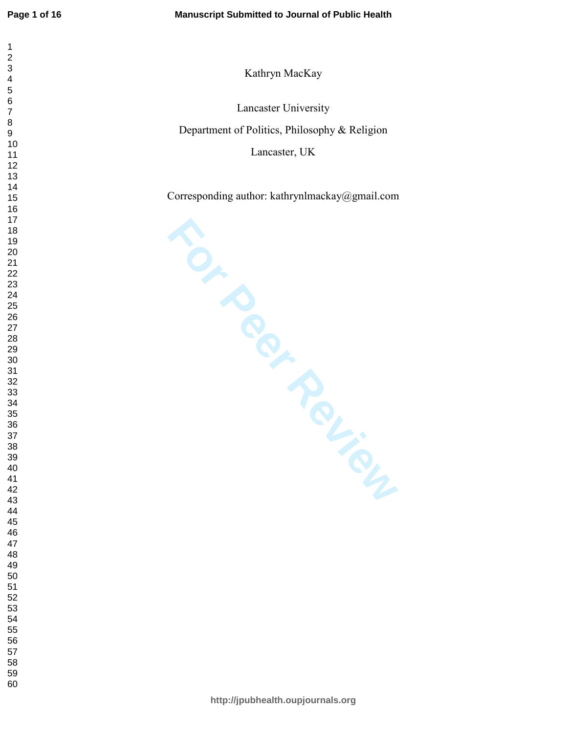Kathryn MacKay

Lancaster University

Department of Politics, Philosophy & Religion

Lancaster, UK

Corresponding author: kathrynlmackay@gmail.com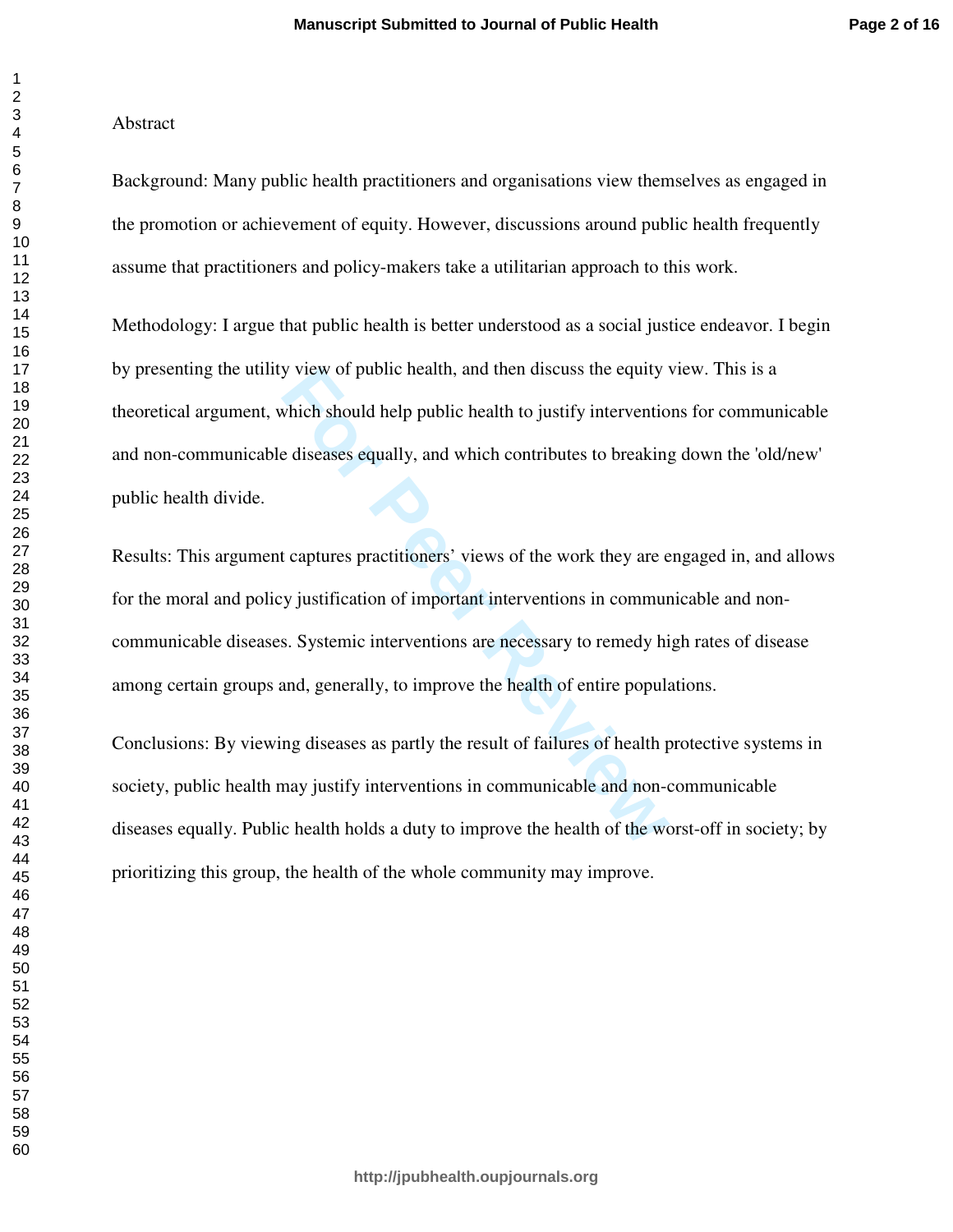Abstract

Background: Many public health practitioners and organisations view themselves as engaged in the promotion or achievement of equity. However, discussions around public health frequently assume that practitioners and policy-makers take a utilitarian approach to this work.

Methodology: I argue that public health is better understood as a social justice endeavor. I begin by presenting the utility view of public health, and then discuss the equity view. This is a theoretical argument, which should help public health to justify interventions for communicable and non-communicable diseases equally, and which contributes to breaking down the 'old/new' public health divide.

Results: This argument captures practitioners' views of the work they are engaged in, and allows for the moral and policy justification of important interventions in communicable and non-communicable diseases. Systemic interventions are necessary to remedy high rates of disease among certain groups and, generally, to improve the health of entire populations.

Conclusions: By viewing diseases as partly the result of failures of health protective systems in society, public health may justify interventions in communicable and non-communicable diseases equally. Public health holds a duty to improve the health of the worst-off in society; by prioritizing this group, the health of the whole community may improve.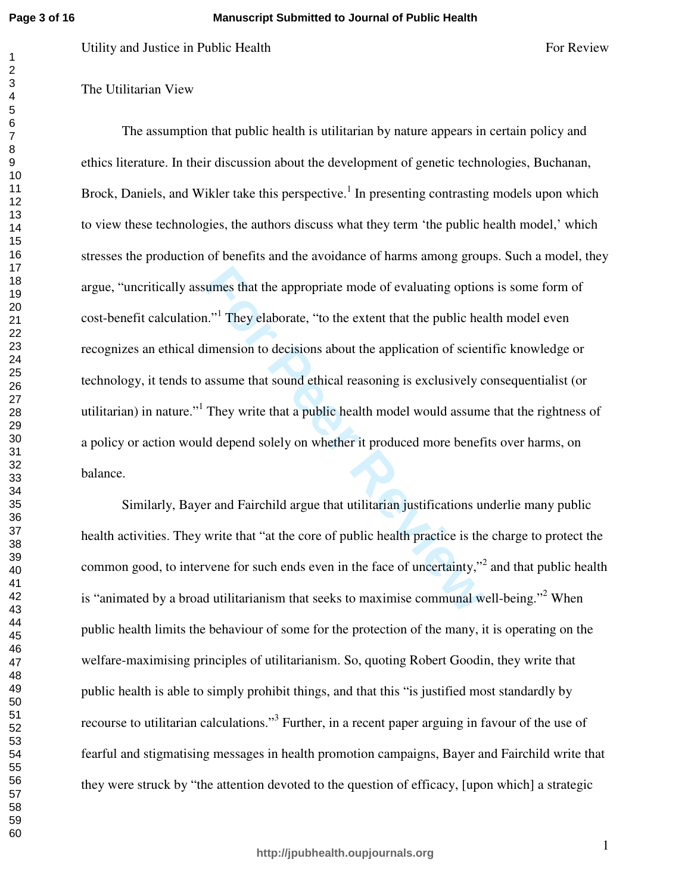## The Utilitarian View

The assumption that public health is utilitarian by nature appears in certain policy and ethics literature. In their discussion about the development of genetic technologies, Buchanan, Brock, Daniels, and Wikler take this perspective.[1] In presenting contrasting models upon which to view these technologies, the authors discuss what they term 'the public health model,' which stresses the production of benefits and the avoidance of harms among groups. Such a model, they argue, "uncritically assumes that the appropriate mode of evaluating options is some form of cost-benefit calculation."[1] They elaborate, "to the extent that the public health model even recognizes an ethical dimension to decisions about the application of scientific knowledge or technology, it tends to assume that sound ethical reasoning is exclusively consequentialist (or utilitarian) in nature."[1] They write that a public health model would assume that the rightness of a policy or action would depend solely on whether it produced more benefits over harms, on balance.

Similarly, Bayer and Fairchild argue that utilitarian justifications underlie many public health activities. They write that "at the core of public health practice is the charge to protect the common good, to intervene for such ends even in the face of uncertainty,"[2] and that public health is "animated by a broad utilitarianism that seeks to maximise communal well-being."[2] When public health limits the behaviour of some for the protection of the many, it is operating on the welfare-maximising principles of utilitarianism. So, quoting Robert Goodin, they write that public health is able to simply prohibit things, and that this "is justified most standardly by recourse to utilitarian calculations."[3] Further, in a recent paper arguing in favour of the use of fearful and stigmatising messages in health promotion campaigns, Bayer and Fairchild write that they were struck by "the attention devoted to the question of efficacy, [upon which] a strategic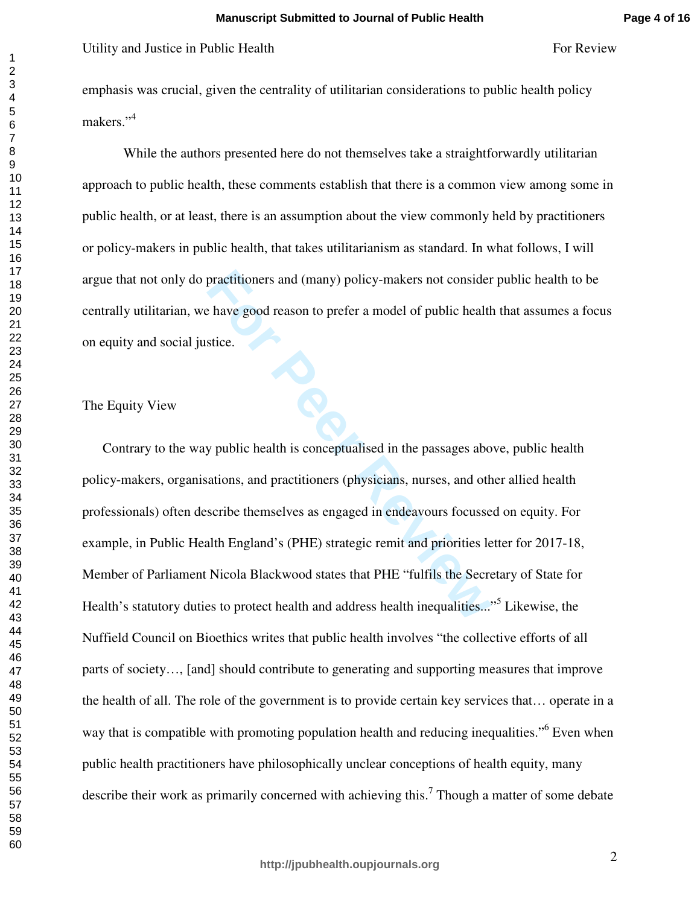emphasis was crucial, given the centrality of utilitarian considerations to public health policy makers."[4]

While the authors presented here do not themselves take a straightforwardly utilitarian approach to public health, these comments establish that there is a common view among some in public health, or at least, there is an assumption about the view commonly held by practitioners or policy-makers in public health, that takes utilitarianism as standard. In what follows, I will argue that not only do practitioners and (many) policy-makers not consider public health to be centrally utilitarian, we have good reason to prefer a model of public health that assumes a focus on equity and social justice.

## The Equity View

Contrary to the way public health is conceptualised in the passages above, public health policy-makers, organisations, and practitioners (physicians, nurses, and other allied health professionals) often describe themselves as engaged in endeavours focussed on equity. For example, in Public Health England's (PHE) strategic remit and priorities letter for 2017-18, Member of Parliament Nicola Blackwood states that PHE "fulfils the Secretary of State for Health's statutory duties to protect health and address health inequalities..."[5] Likewise, the Nuffield Council on Bioethics writes that public health involves "the collective efforts of all parts of society…, [and] should contribute to generating and supporting measures that improve the health of all. The role of the government is to provide certain key services that… operate in a way that is compatible with promoting population health and reducing inequalities."[6] Even when public health practitioners have philosophically unclear conceptions of health equity, many describe their work as primarily concerned with achieving this.[7] Though a matter of some debate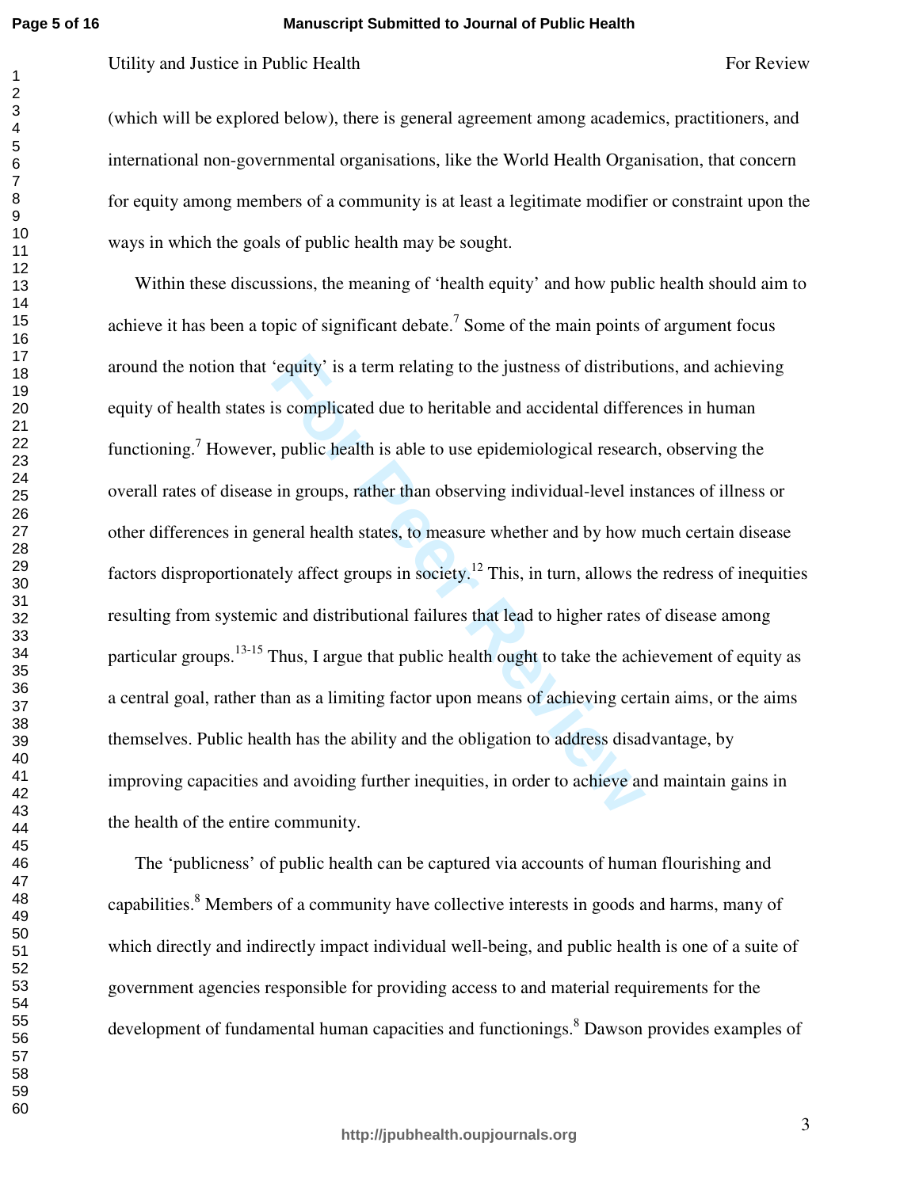(which will be explored below), there is general agreement among academics, practitioners, and international non-governmental organisations, like the World Health Organisation, that concern for equity among members of a community is at least a legitimate modifier or constraint upon the ways in which the goals of public health may be sought.

Within these discussions, the meaning of 'health equity' and how public health should aim to achieve it has been a topic of significant debate.[7] Some of the main points of argument focus around the notion that 'equity' is a term relating to the justness of distributions, and achieving equity of health states is complicated due to heritable and accidental differences in human functioning.[7] However, public health is able to use epidemiological research, observing the overall rates of disease in groups, rather than observing individual-level instances of illness or other differences in general health states, to measure whether and by how much certain disease factors disproportionately affect groups in society.[12] This, in turn, allows the redress of inequities resulting from systemic and distributional failures that lead to higher rates of disease among particular groups.[13-15] Thus, I argue that public health ought to take the achievement of equity as a central goal, rather than as a limiting factor upon means of achieving certain aims, or the aims themselves. Public health has the ability and the obligation to address disadvantage, by improving capacities and avoiding further inequities, in order to achieve and maintain gains in the health of the entire community.

The 'publicness' of public health can be captured via accounts of human flourishing and capabilities.[8] Members of a community have collective interests in goods and harms, many of which directly and indirectly impact individual well-being, and public health is one of a suite of government agencies responsible for providing access to and material requirements for the development of fundamental human capacities and functionings.[8] Dawson provides examples of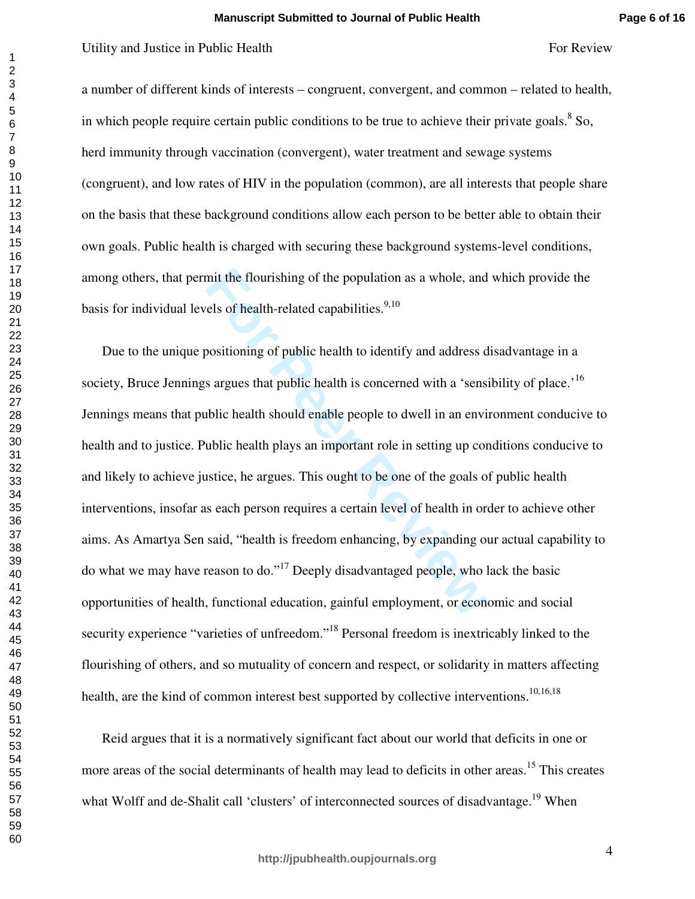a number of different kinds of interests – congruent, convergent, and common – related to health, in which people require certain public conditions to be true to achieve their private goals.[8] So, herd immunity through vaccination (convergent), water treatment and sewage systems (congruent), and low rates of HIV in the population (common), are all interests that people share on the basis that these background conditions allow each person to be better able to obtain their own goals. Public health is charged with securing these background systems-level conditions, among others, that permit the flourishing of the population as a whole, and which provide the basis for individual levels of health-related capabilities.[9,10]

Due to the unique positioning of public health to identify and address disadvantage in a society, Bruce Jennings argues that public health is concerned with a 'sensibility of place.'[16] Jennings means that public health should enable people to dwell in an environment conducive to health and to justice. Public health plays an important role in setting up conditions conducive to and likely to achieve justice, he argues. This ought to be one of the goals of public health interventions, insofar as each person requires a certain level of health in order to achieve other aims. As Amartya Sen said, "health is freedom enhancing, by expanding our actual capability to do what we may have reason to do."[17] Deeply disadvantaged people, who lack the basic opportunities of health, functional education, gainful employment, or economic and social security experience "varieties of unfreedom."[18] Personal freedom is inextricably linked to the flourishing of others, and so mutuality of concern and respect, or solidarity in matters affecting health, are the kind of common interest best supported by collective interventions.[10,16,18]

Reid argues that it is a normatively significant fact about our world that deficits in one or more areas of the social determinants of health may lead to deficits in other areas.[15] This creates what Wolff and de-Shalit call 'clusters' of interconnected sources of disadvantage.[19] When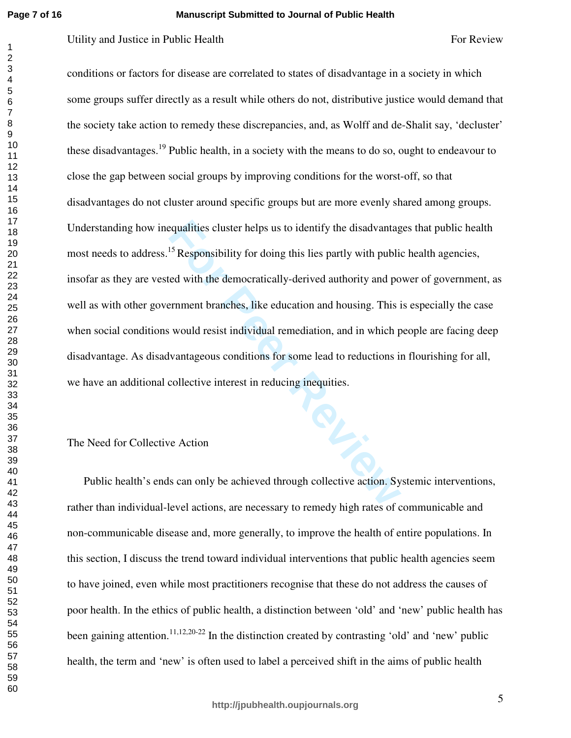conditions or factors for disease are correlated to states of disadvantage in a society in which some groups suffer directly as a result while others do not, distributive justice would demand that the society take action to remedy these discrepancies, and, as Wolff and de-Shalit say, 'decluster' these disadvantages.[19] Public health, in a society with the means to do so, ought to endeavour to close the gap between social groups by improving conditions for the worst-off, so that disadvantages do not cluster around specific groups but are more evenly shared among groups. Understanding how inequalities cluster helps us to identify the disadvantages that public health most needs to address.[15] Responsibility for doing this lies partly with public health agencies, insofar as they are vested with the democratically-derived authority and power of government, as well as with other government branches, like education and housing. This is especially the case when social conditions would resist individual remediation, and in which people are facing deep disadvantage. As disadvantageous conditions for some lead to reductions in flourishing for all, we have an additional collective interest in reducing inequities.

## The Need for Collective Action

Public health's ends can only be achieved through collective action. Systemic interventions, rather than individual-level actions, are necessary to remedy high rates of communicable and non-communicable disease and, more generally, to improve the health of entire populations. In this section, I discuss the trend toward individual interventions that public health agencies seem to have joined, even while most practitioners recognise that these do not address the causes of poor health. In the ethics of public health, a distinction between 'old' and 'new' public health has been gaining attention.[11,12,20-22] In the distinction created by contrasting 'old' and 'new' public health, the term and 'new' is often used to label a perceived shift in the aims of public health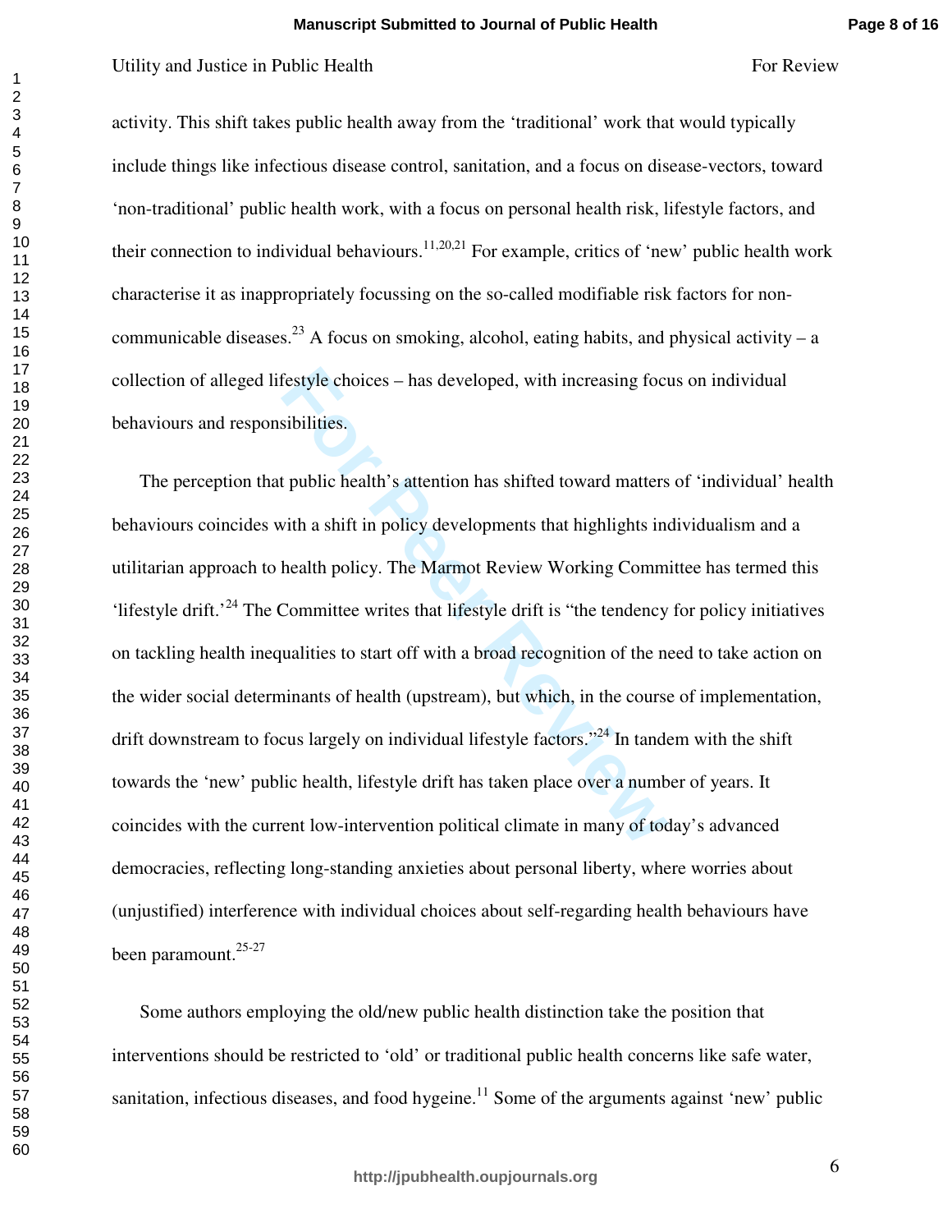activity. This shift takes public health away from the 'traditional' work that would typically include things like infectious disease control, sanitation, and a focus on disease-vectors, toward 'non-traditional' public health work, with a focus on personal health risk, lifestyle factors, and their connection to individual behaviours.[11,20,21] For example, critics of 'new' public health work characterise it as inappropriately focussing on the so-called modifiable risk factors for non-communicable diseases.[23] A focus on smoking, alcohol, eating habits, and physical activity – a collection of alleged lifestyle choices – has developed, with increasing focus on individual behaviours and responsibilities.

The perception that public health's attention has shifted toward matters of 'individual' health behaviours coincides with a shift in policy developments that highlights individualism and a utilitarian approach to health policy. The Marmot Review Working Committee has termed this 'lifestyle drift.'[24] The Committee writes that lifestyle drift is "the tendency for policy initiatives on tackling health inequalities to start off with a broad recognition of the need to take action on the wider social determinants of health (upstream), but which, in the course of implementation, drift downstream to focus largely on individual lifestyle factors."[24] In tandem with the shift towards the 'new' public health, lifestyle drift has taken place over a number of years. It coincides with the current low-intervention political climate in many of today's advanced democracies, reflecting long-standing anxieties about personal liberty, where worries about (unjustified) interference with individual choices about self-regarding health behaviours have been paramount.[25-27]

Some authors employing the old/new public health distinction take the position that interventions should be restricted to 'old' or traditional public health concerns like safe water, sanitation, infectious diseases, and food hygeine.[11] Some of the arguments against 'new' public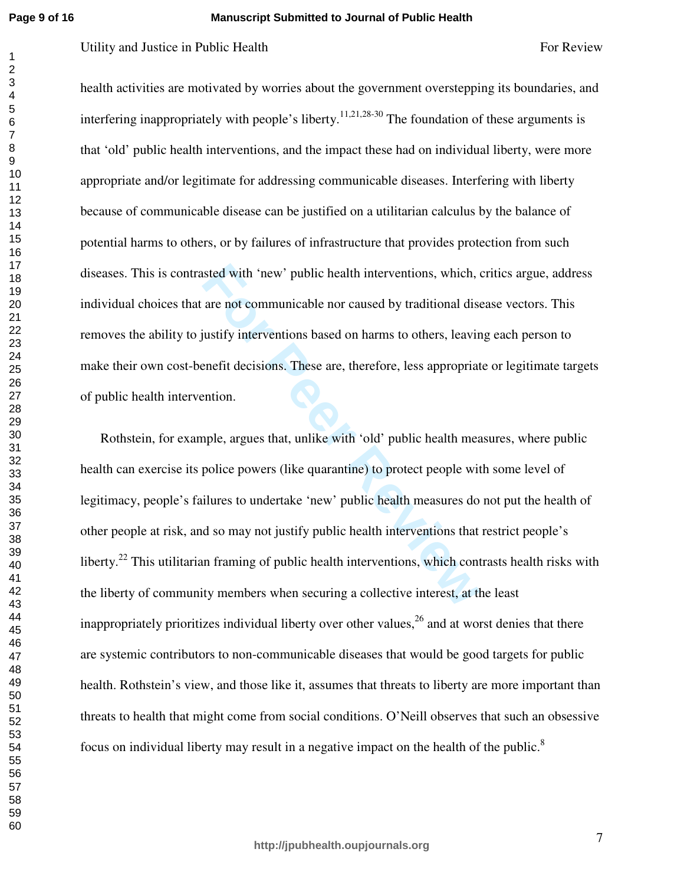health activities are motivated by worries about the government overstepping its boundaries, and interfering inappropriately with people's liberty.[11,21,28-30] The foundation of these arguments is that 'old' public health interventions, and the impact these had on individual liberty, were more appropriate and/or legitimate for addressing communicable diseases. Interfering with liberty because of communicable disease can be justified on a utilitarian calculus by the balance of potential harms to others, or by failures of infrastructure that provides protection from such diseases. This is contrasted with 'new' public health interventions, which, critics argue, address individual choices that are not communicable nor caused by traditional disease vectors. This removes the ability to justify interventions based on harms to others, leaving each person to make their own cost-benefit decisions. These are, therefore, less appropriate or legitimate targets of public health intervention.

Rothstein, for example, argues that, unlike with 'old' public health measures, where public health can exercise its police powers (like quarantine) to protect people with some level of legitimacy, people's failures to undertake 'new' public health measures do not put the health of other people at risk, and so may not justify public health interventions that restrict people's liberty.[22] This utilitarian framing of public health interventions, which contrasts health risks with the liberty of community members when securing a collective interest, at the least inappropriately prioritizes individual liberty over other values,[26] and at worst denies that there are systemic contributors to non-communicable diseases that would be good targets for public health. Rothstein's view, and those like it, assumes that threats to liberty are more important than threats to health that might come from social conditions. O'Neill observes that such an obsessive focus on individual liberty may result in a negative impact on the health of the public.[8]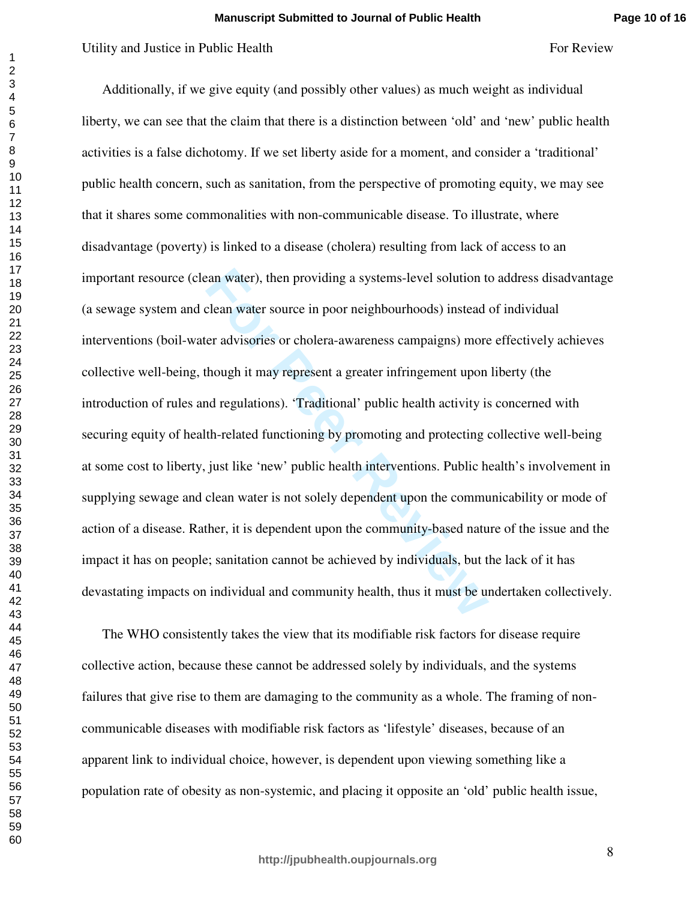Additionally, if we give equity (and possibly other values) as much weight as individual liberty, we can see that the claim that there is a distinction between 'old' and 'new' public health activities is a false dichotomy. If we set liberty aside for a moment, and consider a 'traditional' public health concern, such as sanitation, from the perspective of promoting equity, we may see that it shares some commonalities with non-communicable disease. To illustrate, where disadvantage (poverty) is linked to a disease (cholera) resulting from lack of access to an important resource (clean water), then providing a systems-level solution to address disadvantage (a sewage system and clean water source in poor neighbourhoods) instead of individual interventions (boil-water advisories or cholera-awareness campaigns) more effectively achieves collective well-being, though it may represent a greater infringement upon liberty (the introduction of rules and regulations). 'Traditional' public health activity is concerned with securing equity of health-related functioning by promoting and protecting collective well-being at some cost to liberty, just like 'new' public health interventions. Public health's involvement in supplying sewage and clean water is not solely dependent upon the communicability or mode of action of a disease. Rather, it is dependent upon the community-based nature of the issue and the impact it has on people; sanitation cannot be achieved by individuals, but the lack of it has devastating impacts on individual and community health, thus it must be undertaken collectively.

The WHO consistently takes the view that its modifiable risk factors for disease require collective action, because these cannot be addressed solely by individuals, and the systems failures that give rise to them are damaging to the community as a whole. The framing of non-communicable diseases with modifiable risk factors as 'lifestyle' diseases, because of an apparent link to individual choice, however, is dependent upon viewing something like a population rate of obesity as non-systemic, and placing it opposite an 'old' public health issue,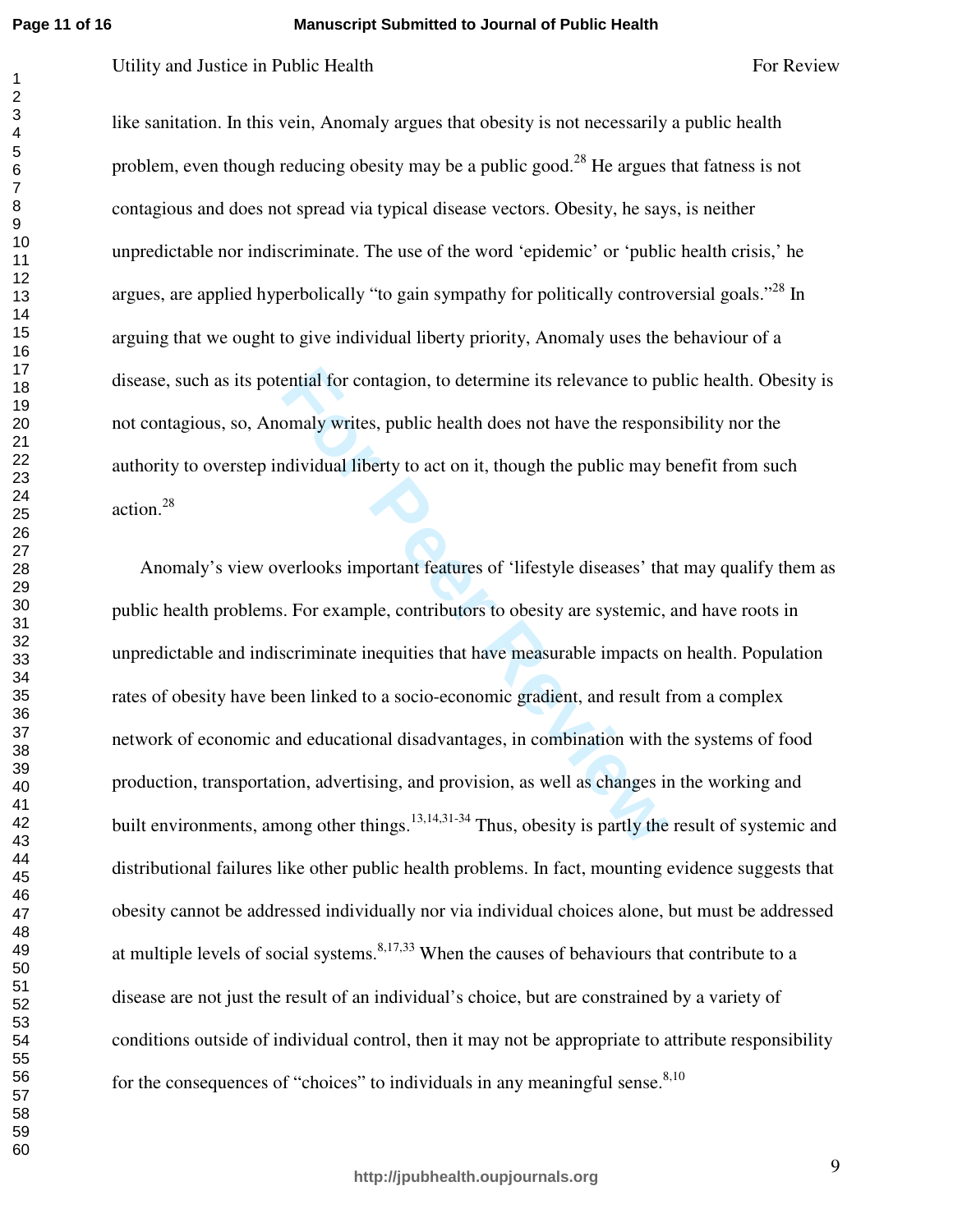like sanitation. In this vein, Anomaly argues that obesity is not necessarily a public health problem, even though reducing obesity may be a public good.[28] He argues that fatness is not contagious and does not spread via typical disease vectors. Obesity, he says, is neither unpredictable nor indiscriminate. The use of the word 'epidemic' or 'public health crisis,' he argues, are applied hyperbolically "to gain sympathy for politically controversial goals."[28] In arguing that we ought to give individual liberty priority, Anomaly uses the behaviour of a disease, such as its potential for contagion, to determine its relevance to public health. Obesity is not contagious, so, Anomaly writes, public health does not have the responsibility nor the authority to overstep individual liberty to act on it, though the public may benefit from such action.[28]

Anomaly's view overlooks important features of 'lifestyle diseases' that may qualify them as public health problems. For example, contributors to obesity are systemic, and have roots in unpredictable and indiscriminate inequities that have measurable impacts on health. Population rates of obesity have been linked to a socio-economic gradient, and result from a complex network of economic and educational disadvantages, in combination with the systems of food production, transportation, advertising, and provision, as well as changes in the working and built environments, among other things.[13,14,31-34] Thus, obesity is partly the result of systemic and distributional failures like other public health problems. In fact, mounting evidence suggests that obesity cannot be addressed individually nor via individual choices alone, but must be addressed at multiple levels of social systems.[8,17,33] When the causes of behaviours that contribute to a disease are not just the result of an individual's choice, but are constrained by a variety of conditions outside of individual control, then it may not be appropriate to attribute responsibility for the consequences of "choices" to individuals in any meaningful sense.[8,10]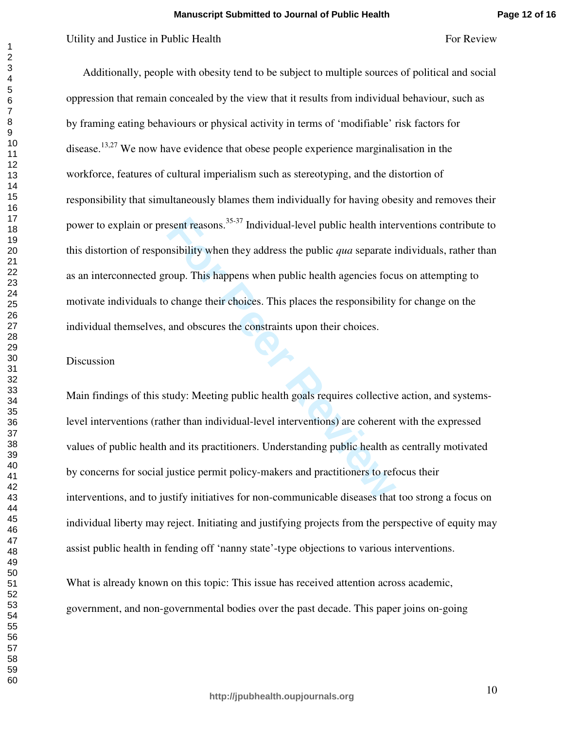Additionally, people with obesity tend to be subject to multiple sources of political and social oppression that remain concealed by the view that it results from individual behaviour, such as by framing eating behaviours or physical activity in terms of 'modifiable' risk factors for disease.[13,27] We now have evidence that obese people experience marginalisation in the workforce, features of cultural imperialism such as stereotyping, and the distortion of responsibility that simultaneously blames them individually for having obesity and removes their power to explain or present reasons.[35-37] Individual-level public health interventions contribute to this distortion of responsibility when they address the public *qua* separate individuals, rather than as an interconnected group. This happens when public health agencies focus on attempting to motivate individuals to change their choices. This places the responsibility for change on the individual themselves, and obscures the constraints upon their choices.

## Discussion

Main findings of this study: Meeting public health goals requires collective action, and systems-level interventions (rather than individual-level interventions) are coherent with the expressed values of public health and its practitioners. Understanding public health as centrally motivated by concerns for social justice permit policy-makers and practitioners to refocus their interventions, and to justify initiatives for non-communicable diseases that too strong a focus on individual liberty may reject. Initiating and justifying projects from the perspective of equity may assist public health in fending off 'nanny state'-type objections to various interventions.

What is already known on this topic: This issue has received attention across academic, government, and non-governmental bodies over the past decade. This paper joins on-going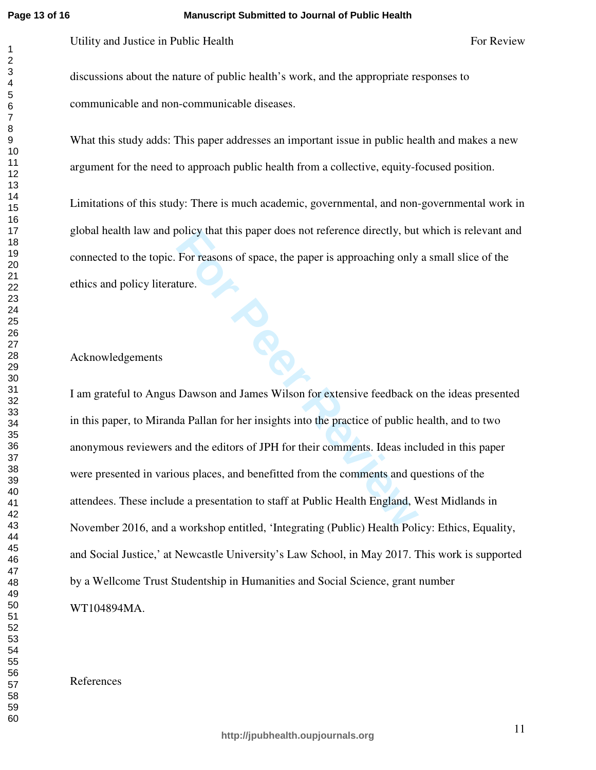discussions about the nature of public health's work, and the appropriate responses to communicable and non-communicable diseases.

What this study adds: This paper addresses an important issue in public health and makes a new argument for the need to approach public health from a collective, equity-focused position.

Limitations of this study: There is much academic, governmental, and non-governmental work in global health law and policy that this paper does not reference directly, but which is relevant and connected to the topic. For reasons of space, the paper is approaching only a small slice of the ethics and policy literature.

## Acknowledgements

I am grateful to Angus Dawson and James Wilson for extensive feedback on the ideas presented in this paper, to Miranda Pallan for her insights into the practice of public health, and to two anonymous reviewers and the editors of JPH for their comments. Ideas included in this paper were presented in various places, and benefitted from the comments and questions of the attendees. These include a presentation to staff at Public Health England, West Midlands in November 2016, and a workshop entitled, 'Integrating (Public) Health Policy: Ethics, Equality, and Social Justice,' at Newcastle University's Law School, in May 2017. This work is supported by a Wellcome Trust Studentship in Humanities and Social Science, grant number WT104894MA.

## References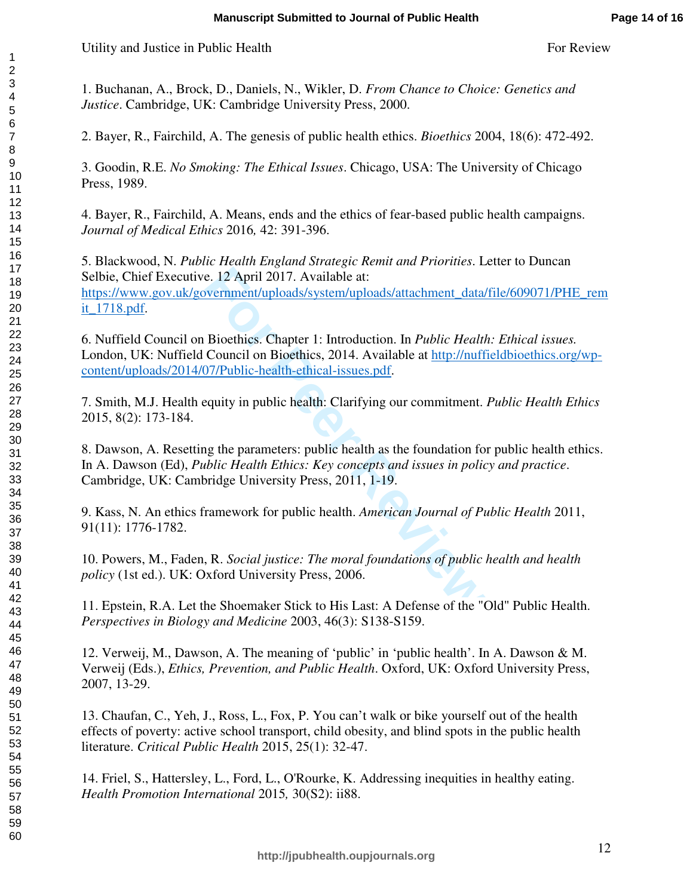1. Buchanan, A., Brock, D., Daniels, N., Wikler, D. *From Chance to Choice: Genetics and Justice*. Cambridge, UK: Cambridge University Press, 2000.

2. Bayer, R., Fairchild, A. The genesis of public health ethics. *Bioethics* 2004, 18(6): 472-492.

3. Goodin, R.E. *No Smoking: The Ethical Issues*. Chicago, USA: The University of Chicago Press, 1989.

4. Bayer, R., Fairchild, A. Means, ends and the ethics of fear-based public health campaigns. *Journal of Medical Ethics* 2016*,* 42: 391-396.

5. Blackwood, N. *Public Health England Strategic Remit and Priorities*. Letter to Duncan Selbie, Chief Executive. 12 April 2017. Available at: https://www.gov.uk/government/uploads/system/uploads/attachment_data/file/609071/PHE_remit_1718.pdf.

6. Nuffield Council on Bioethics. Chapter 1: Introduction. In *Public Health: Ethical issues.* London, UK: Nuffield Council on Bioethics, 2014. Available at http://nuffieldbioethics.org/wp-content/uploads/2014/07/Public-health-ethical-issues.pdf.

7. Smith, M.J. Health equity in public health: Clarifying our commitment. *Public Health Ethics* 2015, 8(2): 173-184.

8. Dawson, A. Resetting the parameters: public health as the foundation for public health ethics. In A. Dawson (Ed), *Public Health Ethics: Key concepts and issues in policy and practice*. Cambridge, UK: Cambridge University Press, 2011, 1-19.

9. Kass, N. An ethics framework for public health. *American Journal of Public Health* 2011, 91(11): 1776-1782.

10. Powers, M., Faden, R. *Social justice: The moral foundations of public health and health policy* (1st ed.). UK: Oxford University Press, 2006.

11. Epstein, R.A. Let the Shoemaker Stick to His Last: A Defense of the "Old" Public Health. *Perspectives in Biology and Medicine* 2003, 46(3): S138-S159.

12. Verweij, M., Dawson, A. The meaning of 'public' in 'public health'. In A. Dawson & M. Verweij (Eds.), *Ethics, Prevention, and Public Health*. Oxford, UK: Oxford University Press, 2007, 13-29.

13. Chaufan, C., Yeh, J., Ross, L., Fox, P. You can't walk or bike yourself out of the health effects of poverty: active school transport, child obesity, and blind spots in the public health literature. *Critical Public Health* 2015, 25(1): 32-47.

14. Friel, S., Hattersley, L., Ford, L., O'Rourke, K. Addressing inequities in healthy eating. *Health Promotion International* 2015*,* 30(S2): ii88.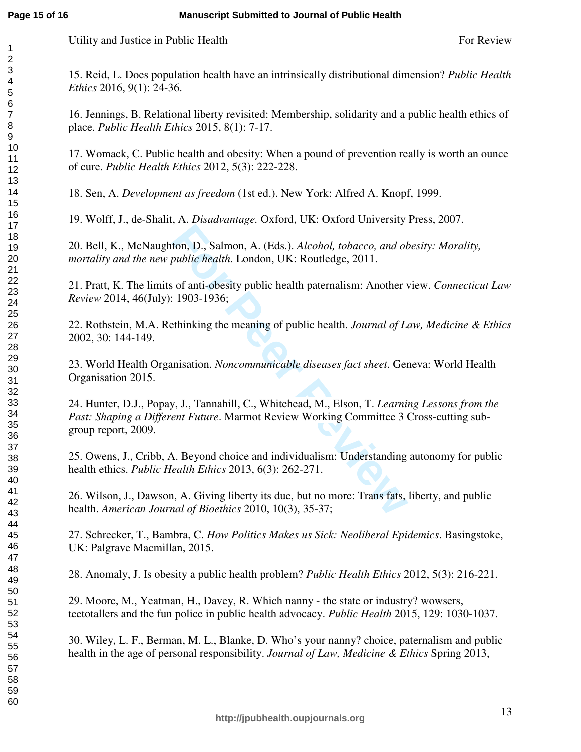15. Reid, L. Does population health have an intrinsically distributional dimension? *Public Health Ethics* 2016, 9(1): 24-36.

16. Jennings, B. Relational liberty revisited: Membership, solidarity and a public health ethics of place. *Public Health Ethics* 2015, 8(1): 7-17.

17. Womack, C. Public health and obesity: When a pound of prevention really is worth an ounce of cure. *Public Health Ethics* 2012, 5(3): 222-228.

18. Sen, A. *Development as freedom* (1st ed.). New York: Alfred A. Knopf, 1999.

19. Wolff, J., de-Shalit, A. *Disadvantage.* Oxford, UK: Oxford University Press, 2007.

20. Bell, K., McNaughton, D., Salmon, A. (Eds.). *Alcohol, tobacco, and obesity: Morality, mortality and the new public health*. London, UK: Routledge, 2011.

21. Pratt, K. The limits of anti-obesity public health paternalism: Another view. *Connecticut Law Review* 2014, 46(July): 1903-1936;

22. Rothstein, M.A. Rethinking the meaning of public health. *Journal of Law, Medicine & Ethics* 2002, 30: 144-149.

23. World Health Organisation. *Noncommunicable diseases fact sheet*. Geneva: World Health Organisation 2015.

24. Hunter, D.J., Popay, J., Tannahill, C., Whitehead, M., Elson, T. *Learning Lessons from the Past: Shaping a Different Future*. Marmot Review Working Committee 3 Cross-cutting sub-group report, 2009.

25. Owens, J., Cribb, A. Beyond choice and individualism: Understanding autonomy for public health ethics. *Public Health Ethics* 2013, 6(3): 262-271.

26. Wilson, J., Dawson, A. Giving liberty its due, but no more: Trans fats, liberty, and public health. *American Journal of Bioethics* 2010, 10(3), 35-37;

27. Schrecker, T., Bambra, C. *How Politics Makes us Sick: Neoliberal Epidemics*. Basingstoke, UK: Palgrave Macmillan, 2015.

28. Anomaly, J. Is obesity a public health problem? *Public Health Ethics* 2012, 5(3): 216-221.

29. Moore, M., Yeatman, H., Davey, R. Which nanny - the state or industry? wowsers, teetotallers and the fun police in public health advocacy. *Public Health* 2015, 129: 1030-1037.

30. Wiley, L. F., Berman, M. L., Blanke, D. Who's your nanny? choice, paternalism and public health in the age of personal responsibility. *Journal of Law, Medicine & Ethics* Spring 2013,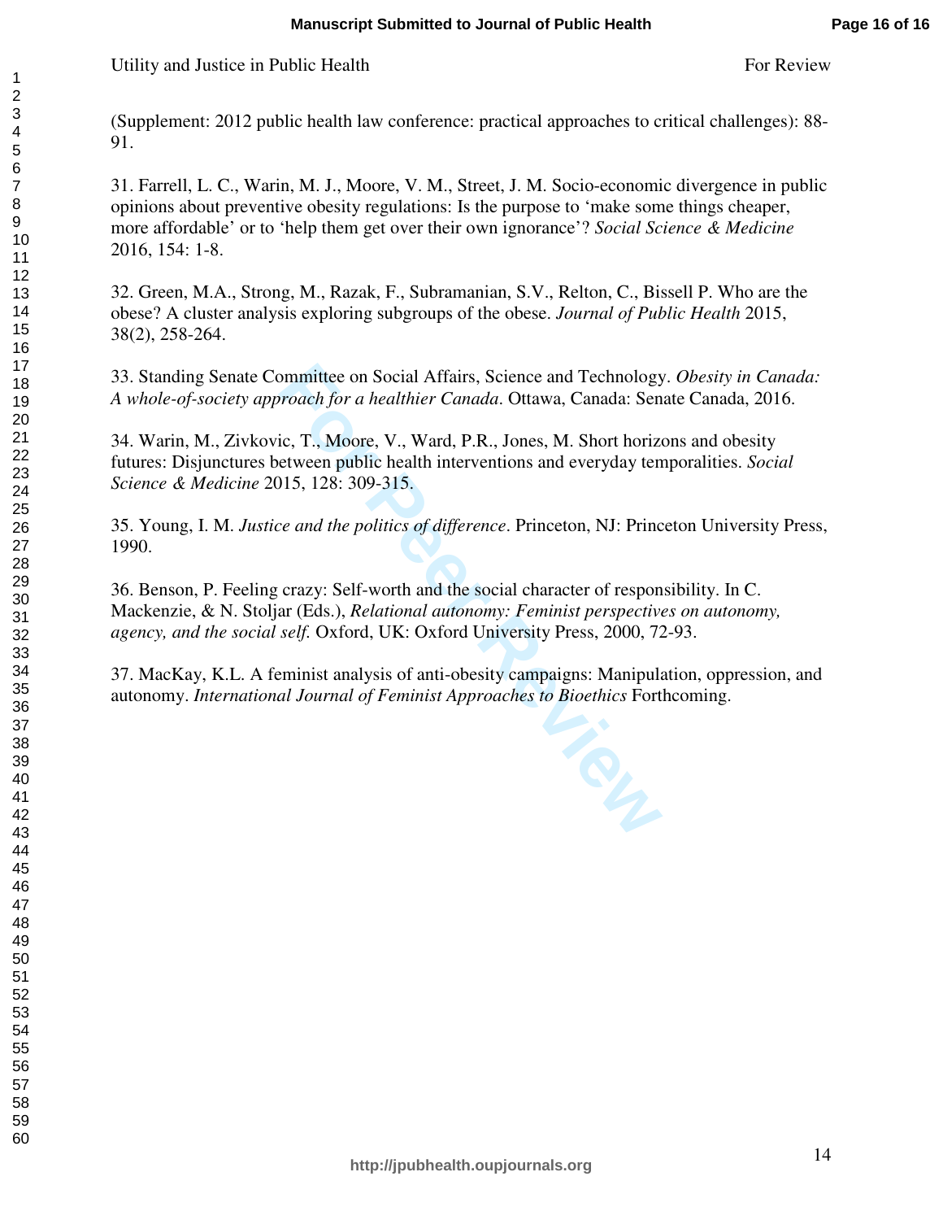(Supplement: 2012 public health law conference: practical approaches to critical challenges): 88-91.

31. Farrell, L. C., Warin, M. J., Moore, V. M., Street, J. M. Socio-economic divergence in public opinions about preventive obesity regulations: Is the purpose to 'make some things cheaper, more affordable' or to 'help them get over their own ignorance'? *Social Science & Medicine* 2016, 154: 1-8.

32. Green, M.A., Strong, M., Razak, F., Subramanian, S.V., Relton, C., Bissell P. Who are the obese? A cluster analysis exploring subgroups of the obese. *Journal of Public Health* 2015, 38(2), 258-264.

33. Standing Senate Committee on Social Affairs, Science and Technology. *Obesity in Canada: A whole-of-society approach for a healthier Canada*. Ottawa, Canada: Senate Canada, 2016.

34. Warin, M., Zivkovic, T., Moore, V., Ward, P.R., Jones, M. Short horizons and obesity futures: Disjunctures between public health interventions and everyday temporalities. *Social Science & Medicine* 2015, 128: 309-315.

35. Young, I. M. *Justice and the politics of difference*. Princeton, NJ: Princeton University Press, 1990.

36. Benson, P. Feeling crazy: Self-worth and the social character of responsibility. In C. Mackenzie, & N. Stoljar (Eds.), *Relational autonomy: Feminist perspectives on autonomy, agency, and the social self.* Oxford, UK: Oxford University Press, 2000, 72-93.

37. MacKay, K.L. A feminist analysis of anti-obesity campaigns: Manipulation, oppression, and autonomy. *International Journal of Feminist Approaches to Bioethics* Forthcoming.